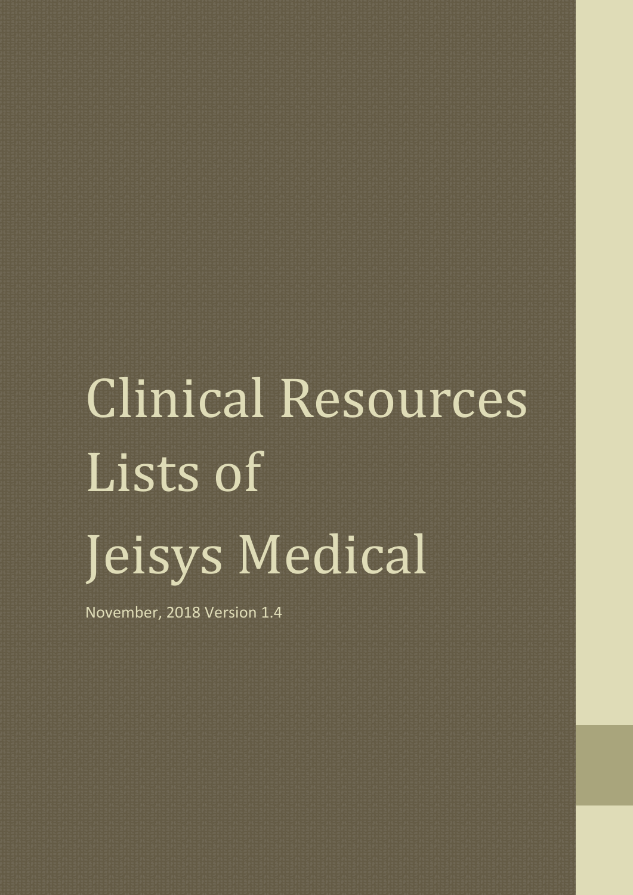# Clinical Resources Lists of Jeisys Medical

November, 2018 Version 1.4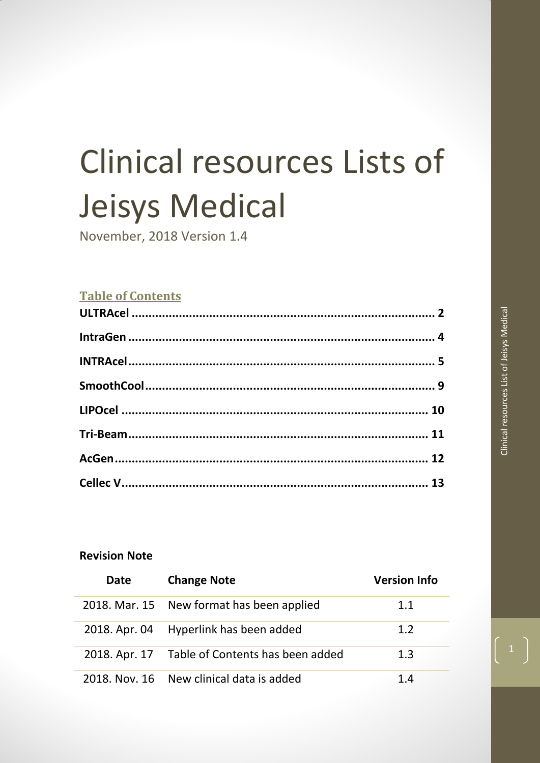# Clinical resources Lists of Jeisys Medical

November, 2018 Version 1.4

## Table of Contents

**ULTRAcel** ........................................................................ **2**

**IntraGen** ........................................................................ **4**

**INTRAcel** ........................................................................ **5**

**SmoothCool** ........................................................................ **9**

**LIPOcel** ........................................................................ **10**

**Tri-Beam** ........................................................................ **11**

**AcGen** ........................................................................ **12**

**Cellec V** ........................................................................ **13**

**Revision Note**

| Date | Change Note | Version Info |
|---|---|---|
| 2018. Mar. 15 | New format has been applied | 1.1 |
| 2018. Apr. 04 | Hyperlink has been added | 1.2 |
| 2018. Apr. 17 | Table of Contents has been added | 1.3 |
| 2018. Nov. 16 | New clinical data is added | 1.4 |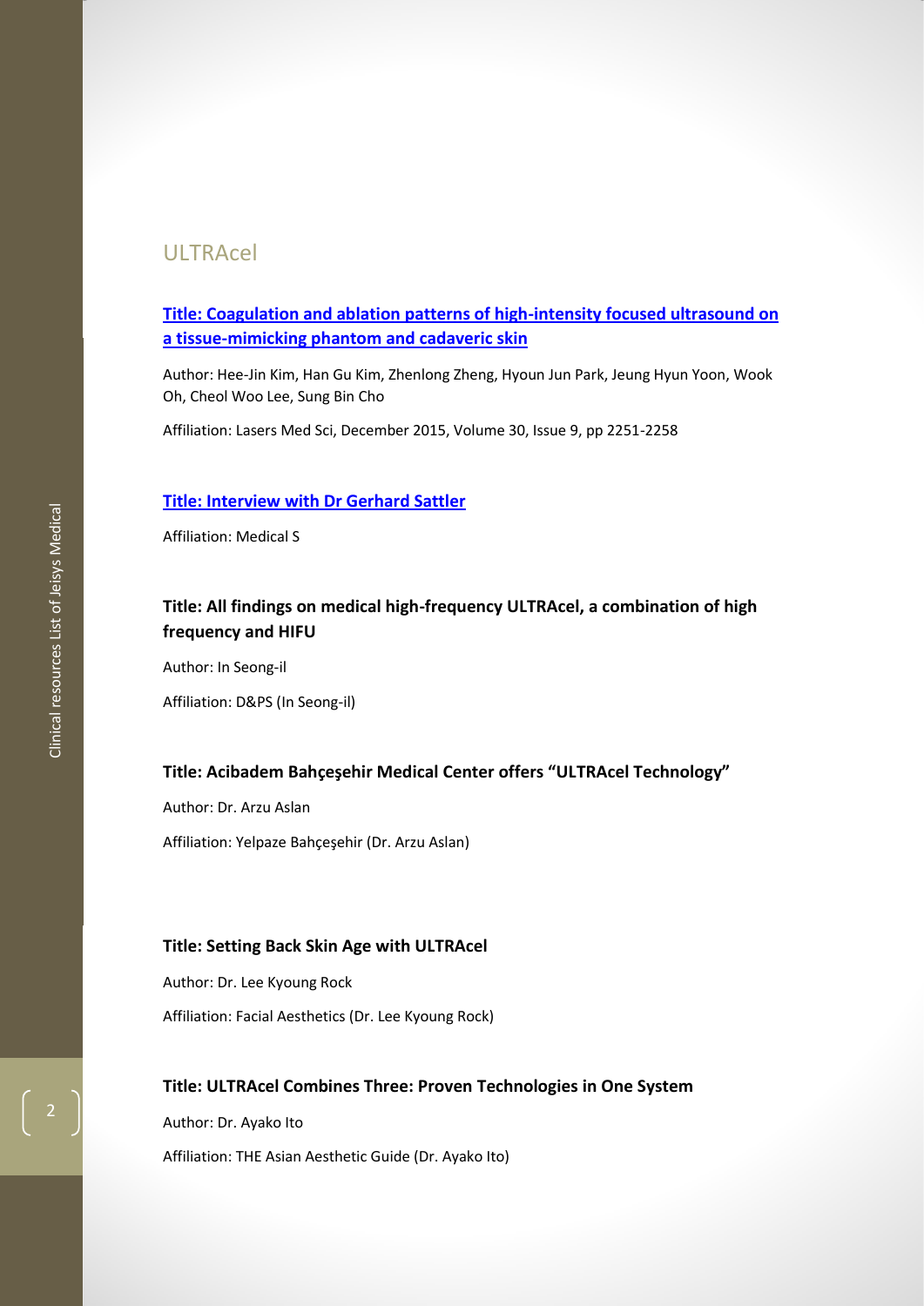# ULTRAcel

**[Title: Coagulation and ablation patterns of high-intensity focused ultrasound on a tissue-mimicking phantom and cadaveric skin]**

Author: Hee-Jin Kim, Han Gu Kim, Zhenlong Zheng, Hyoun Jun Park, Jeung Hyun Yoon, Wook Oh, Cheol Woo Lee, Sung Bin Cho

Affiliation: Lasers Med Sci, December 2015, Volume 30, Issue 9, pp 2251-2258

**[Title: Interview with Dr Gerhard Sattler]**

Affiliation: Medical S

**Title: All findings on medical high-frequency ULTRAcel, a combination of high frequency and HIFU**

Author: In Seong-il

Affiliation: D&PS (In Seong-il)

**Title: Acibadem Bahçeşehir Medical Center offers "ULTRAcel Technology"**

Author: Dr. Arzu Aslan

Affiliation: Yelpaze Bahçeşehir (Dr. Arzu Aslan)

**Title: Setting Back Skin Age with ULTRAcel**

Author: Dr. Lee Kyoung Rock

Affiliation: Facial Aesthetics (Dr. Lee Kyoung Rock)

**Title: ULTRAcel Combines Three: Proven Technologies in One System**

Author: Dr. Ayako Ito

Affiliation: THE Asian Aesthetic Guide (Dr. Ayako Ito)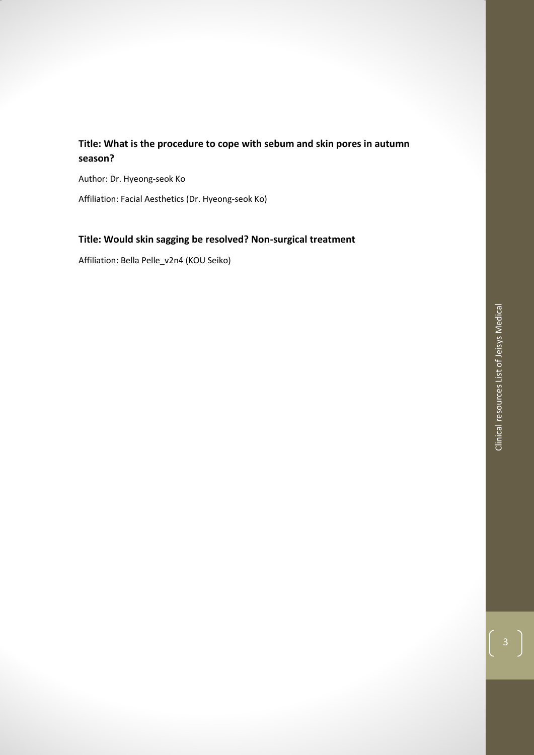**Title: What is the procedure to cope with sebum and skin pores in autumn season?**

Author: Dr. Hyeong-seok Ko

Affiliation: Facial Aesthetics (Dr. Hyeong-seok Ko)

**Title: Would skin sagging be resolved? Non-surgical treatment**

Affiliation: Bella Pelle_v2n4 (KOU Seiko)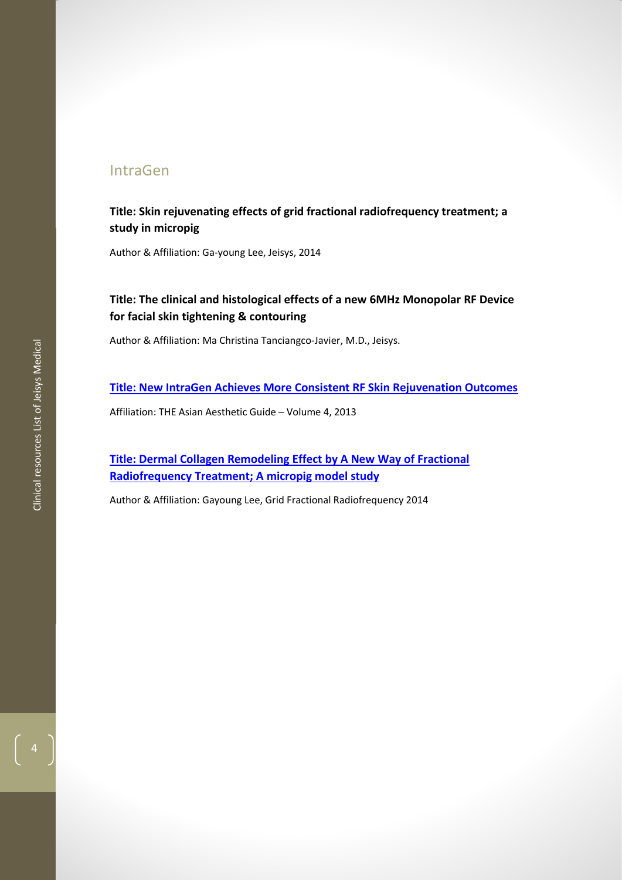## IntraGen

**Title: Skin rejuvenating effects of grid fractional radiofrequency treatment; a study in micropig**

Author & Affiliation: Ga-young Lee, Jeisys, 2014

**Title: The clinical and histological effects of a new 6MHz Monopolar RF Device for facial skin tightening & contouring**

Author & Affiliation: Ma Christina Tanciangco-Javier, M.D., Jeisys.

**Title: New IntraGen Achieves More Consistent RF Skin Rejuvenation Outcomes**

Affiliation: THE Asian Aesthetic Guide – Volume 4, 2013

**Title: Dermal Collagen Remodeling Effect by A New Way of Fractional Radiofrequency Treatment; A micropig model study**

Author & Affiliation: Gayoung Lee, Grid Fractional Radiofrequency 2014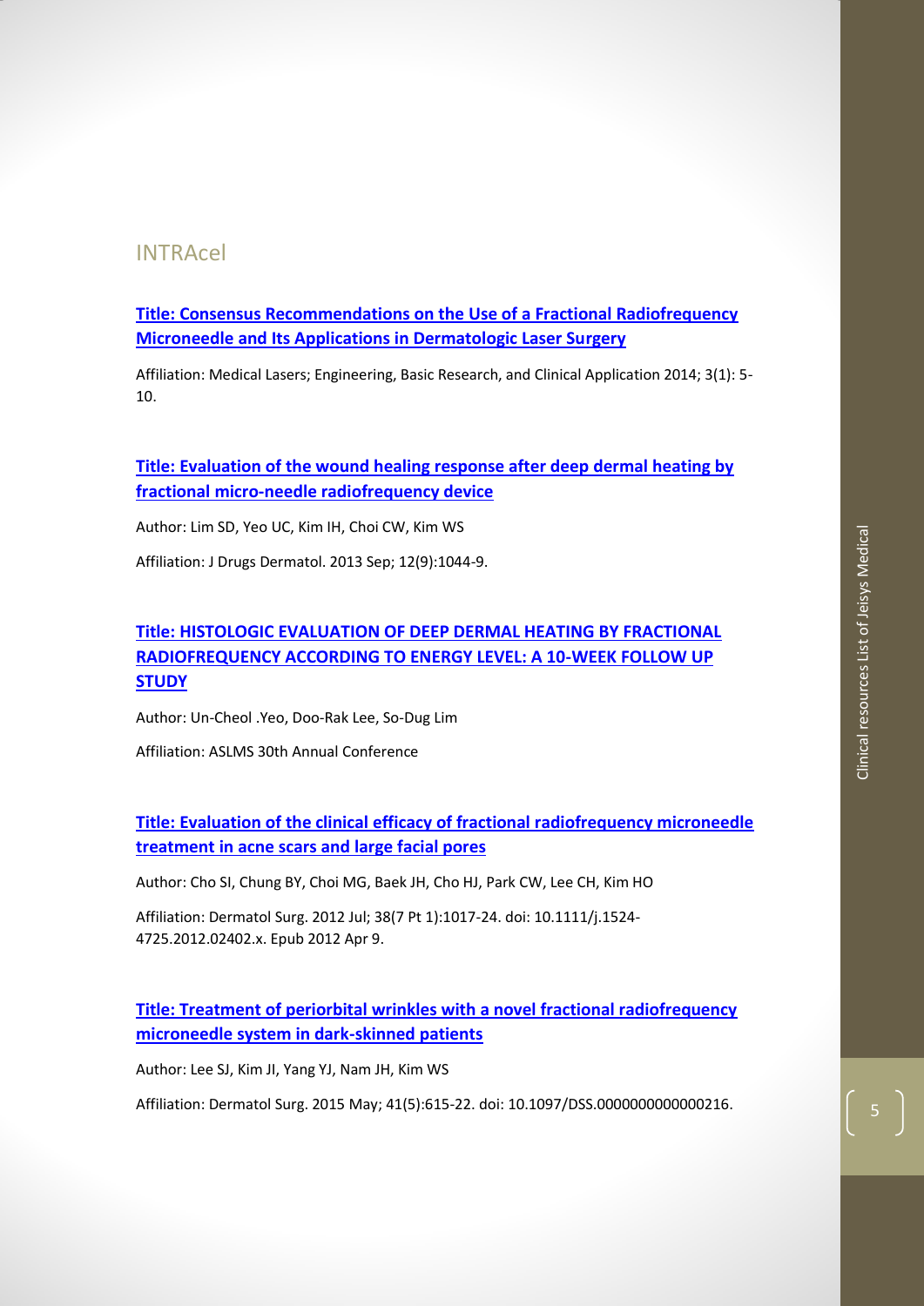## INTRAcel

**Title: Consensus Recommendations on the Use of a Fractional Radiofrequency Microneedle and Its Applications in Dermatologic Laser Surgery**

Affiliation: Medical Lasers; Engineering, Basic Research, and Clinical Application 2014; 3(1): 5-10.

**Title: Evaluation of the wound healing response after deep dermal heating by fractional micro-needle radiofrequency device**

Author: Lim SD, Yeo UC, Kim IH, Choi CW, Kim WS

Affiliation: J Drugs Dermatol. 2013 Sep; 12(9):1044-9.

**Title: HISTOLOGIC EVALUATION OF DEEP DERMAL HEATING BY FRACTIONAL RADIOFREQUENCY ACCORDING TO ENERGY LEVEL: A 10-WEEK FOLLOW UP STUDY**

Author: Un-Cheol .Yeo, Doo-Rak Lee, So-Dug Lim

Affiliation: ASLMS 30th Annual Conference

**Title: Evaluation of the clinical efficacy of fractional radiofrequency microneedle treatment in acne scars and large facial pores**

Author: Cho SI, Chung BY, Choi MG, Baek JH, Cho HJ, Park CW, Lee CH, Kim HO

Affiliation: Dermatol Surg. 2012 Jul; 38(7 Pt 1):1017-24. doi: 10.1111/j.1524-4725.2012.02402.x. Epub 2012 Apr 9.

**Title: Treatment of periorbital wrinkles with a novel fractional radiofrequency microneedle system in dark-skinned patients**

Author: Lee SJ, Kim JI, Yang YJ, Nam JH, Kim WS

Affiliation: Dermatol Surg. 2015 May; 41(5):615-22. doi: 10.1097/DSS.0000000000000216.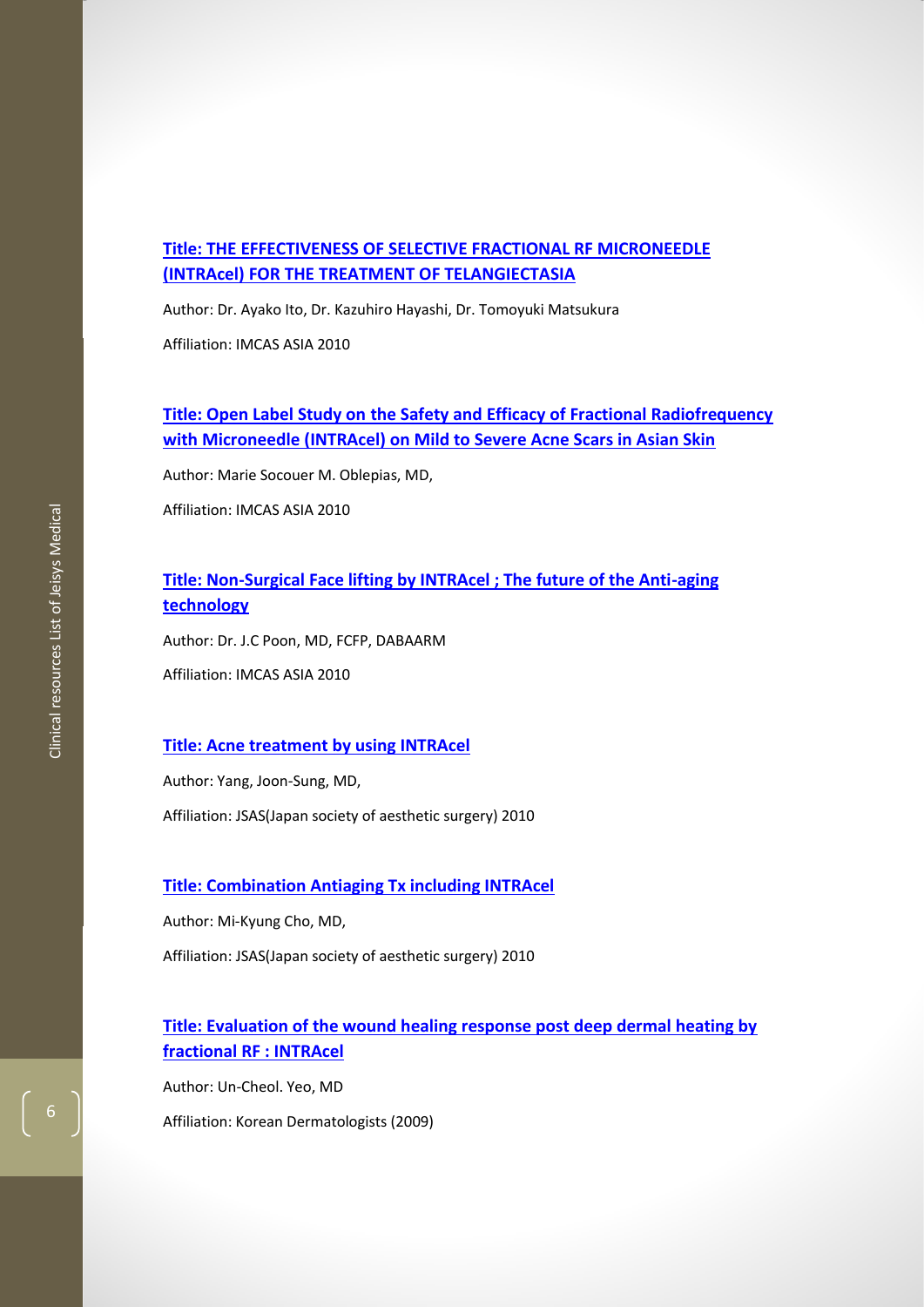**Title: THE EFFECTIVENESS OF SELECTIVE FRACTIONAL RF MICRONEEDLE (INTRAcel) FOR THE TREATMENT OF TELANGIECTASIA**

Author: Dr. Ayako Ito, Dr. Kazuhiro Hayashi, Dr. Tomoyuki Matsukura

Affiliation: IMCAS ASIA 2010

**Title: Open Label Study on the Safety and Efficacy of Fractional Radiofrequency with Microneedle (INTRAcel) on Mild to Severe Acne Scars in Asian Skin**

Author: Marie Socouer M. Oblepias, MD,

Affiliation: IMCAS ASIA 2010

**Title: Non-Surgical Face lifting by INTRAcel ; The future of the Anti-aging technology**

Author: Dr. J.C Poon, MD, FCFP, DABAARM

Affiliation: IMCAS ASIA 2010

**Title: Acne treatment by using INTRAcel**

Author: Yang, Joon-Sung, MD,

Affiliation: JSAS(Japan society of aesthetic surgery) 2010

**Title: Combination Antiaging Tx including INTRAcel**

Author: Mi-Kyung Cho, MD,

Affiliation: JSAS(Japan society of aesthetic surgery) 2010

**Title: Evaluation of the wound healing response post deep dermal heating by fractional RF : INTRAcel**

Author: Un-Cheol. Yeo, MD

Affiliation: Korean Dermatologists (2009)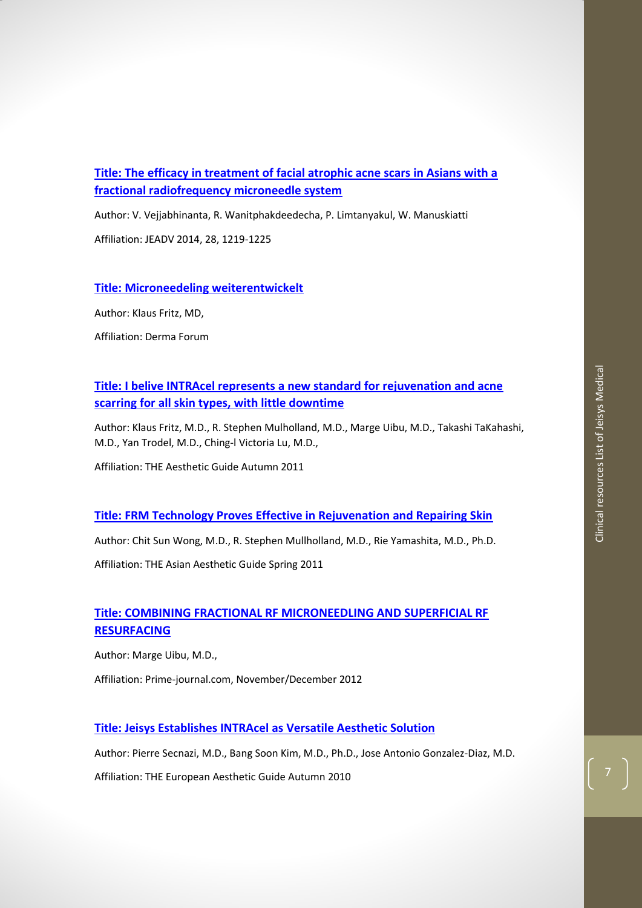**[Title: The efficacy in treatment of facial atrophic acne scars in Asians with a fractional radiofrequency microneedle system]()**

Author: V. Vejjabhinanta, R. Wanitphakdeedecha, P. Limtanyakul, W. Manuskiatti

Affiliation: JEADV 2014, 28, 1219-1225

**[Title: Microneedeling weiterentwickelt]()**

Author: Klaus Fritz, MD,

Affiliation: Derma Forum

**[Title: I belive INTRAcel represents a new standard for rejuvenation and acne scarring for all skin types, with little downtime]()**

Author: Klaus Fritz, M.D., R. Stephen Mulholland, M.D., Marge Uibu, M.D., Takashi TaKahashi, M.D., Yan Trodel, M.D., Ching-I Victoria Lu, M.D.,

Affiliation: THE Aesthetic Guide Autumn 2011

**[Title: FRM Technology Proves Effective in Rejuvenation and Repairing Skin]()**

Author: Chit Sun Wong, M.D., R. Stephen Mullholland, M.D., Rie Yamashita, M.D., Ph.D.

Affiliation: THE Asian Aesthetic Guide Spring 2011

**[Title: COMBINING FRACTIONAL RF MICRONEEDLING AND SUPERFICIAL RF RESURFACING]()**

Author: Marge Uibu, M.D.,

Affiliation: Prime-journal.com, November/December 2012

**[Title: Jeisys Establishes INTRAcel as Versatile Aesthetic Solution]()**

Author: Pierre Secnazi, M.D., Bang Soon Kim, M.D., Ph.D., Jose Antonio Gonzalez-Diaz, M.D.

Affiliation: THE European Aesthetic Guide Autumn 2010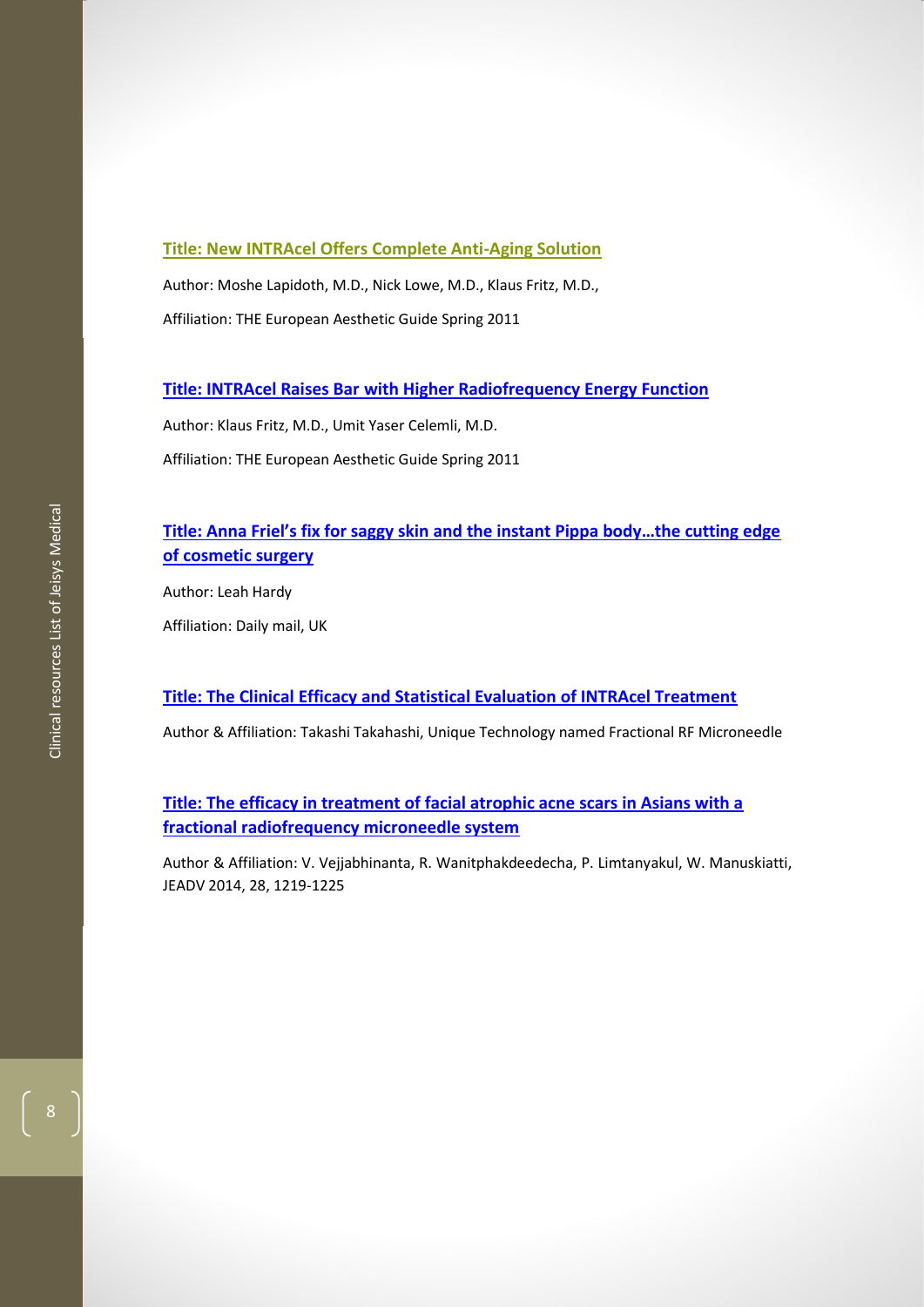**Title: New INTRAcel Offers Complete Anti-Aging Solution**

Author: Moshe Lapidoth, M.D., Nick Lowe, M.D., Klaus Fritz, M.D.,

Affiliation: THE European Aesthetic Guide Spring 2011

**Title: INTRAcel Raises Bar with Higher Radiofrequency Energy Function**

Author: Klaus Fritz, M.D., Umit Yaser Celemli, M.D.

Affiliation: THE European Aesthetic Guide Spring 2011

**Title: Anna Friel's fix for saggy skin and the instant Pippa body…the cutting edge of cosmetic surgery**

Author: Leah Hardy

Affiliation: Daily mail, UK

**Title: The Clinical Efficacy and Statistical Evaluation of INTRAcel Treatment**

Author & Affiliation: Takashi Takahashi, Unique Technology named Fractional RF Microneedle

**Title: The efficacy in treatment of facial atrophic acne scars in Asians with a fractional radiofrequency microneedle system**

Author & Affiliation: V. Vejjabhinanta, R. Wanitphakdeedecha, P. Limtanyakul, W. Manuskiatti, JEADV 2014, 28, 1219-1225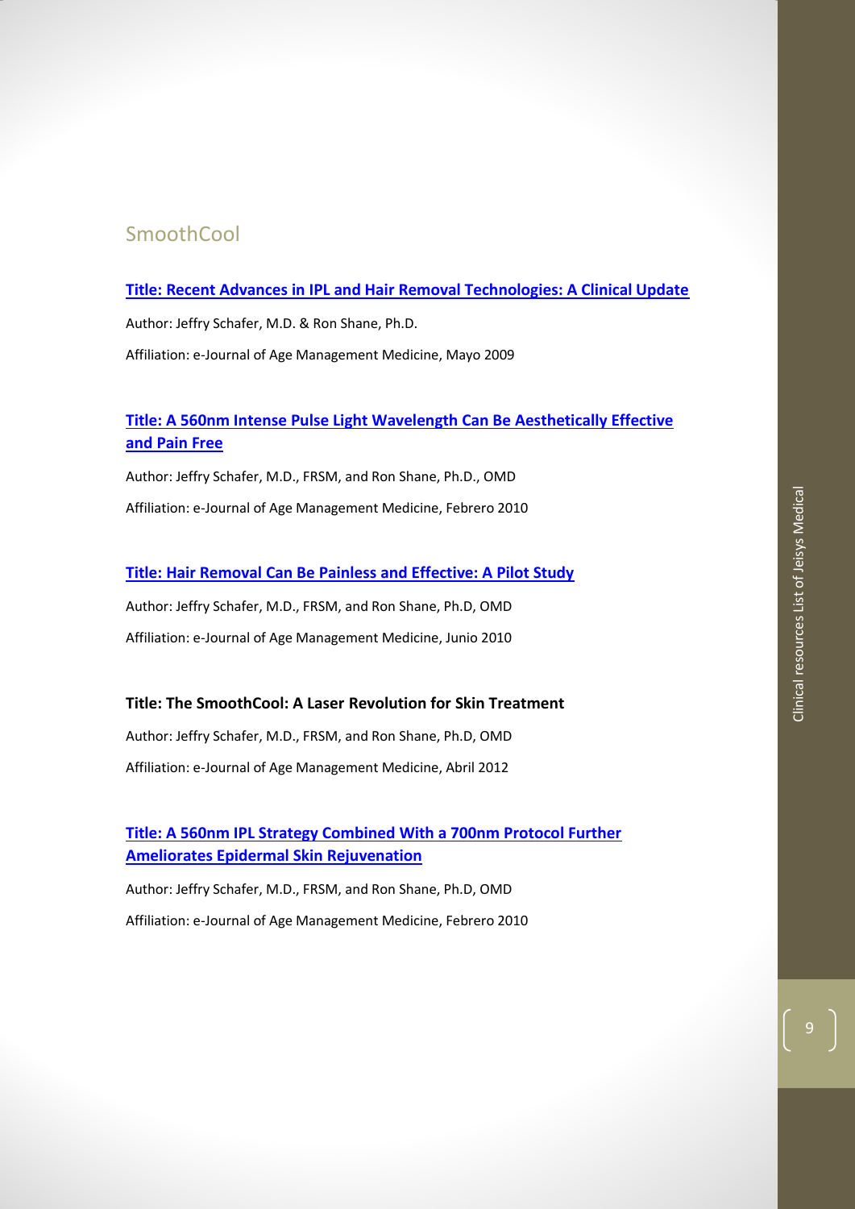## SmoothCool

**Title: Recent Advances in IPL and Hair Removal Technologies: A Clinical Update**

Author: Jeffry Schafer, M.D. & Ron Shane, Ph.D.

Affiliation: e-Journal of Age Management Medicine, Mayo 2009

**Title: A 560nm Intense Pulse Light Wavelength Can Be Aesthetically Effective and Pain Free**

Author: Jeffry Schafer, M.D., FRSM, and Ron Shane, Ph.D., OMD

Affiliation: e-Journal of Age Management Medicine, Febrero 2010

**Title: Hair Removal Can Be Painless and Effective: A Pilot Study**

Author: Jeffry Schafer, M.D., FRSM, and Ron Shane, Ph.D, OMD

Affiliation: e-Journal of Age Management Medicine, Junio 2010

**Title: The SmoothCool: A Laser Revolution for Skin Treatment**

Author: Jeffry Schafer, M.D., FRSM, and Ron Shane, Ph.D, OMD

Affiliation: e-Journal of Age Management Medicine, Abril 2012

**Title: A 560nm IPL Strategy Combined With a 700nm Protocol Further Ameliorates Epidermal Skin Rejuvenation**

Author: Jeffry Schafer, M.D., FRSM, and Ron Shane, Ph.D, OMD

Affiliation: e-Journal of Age Management Medicine, Febrero 2010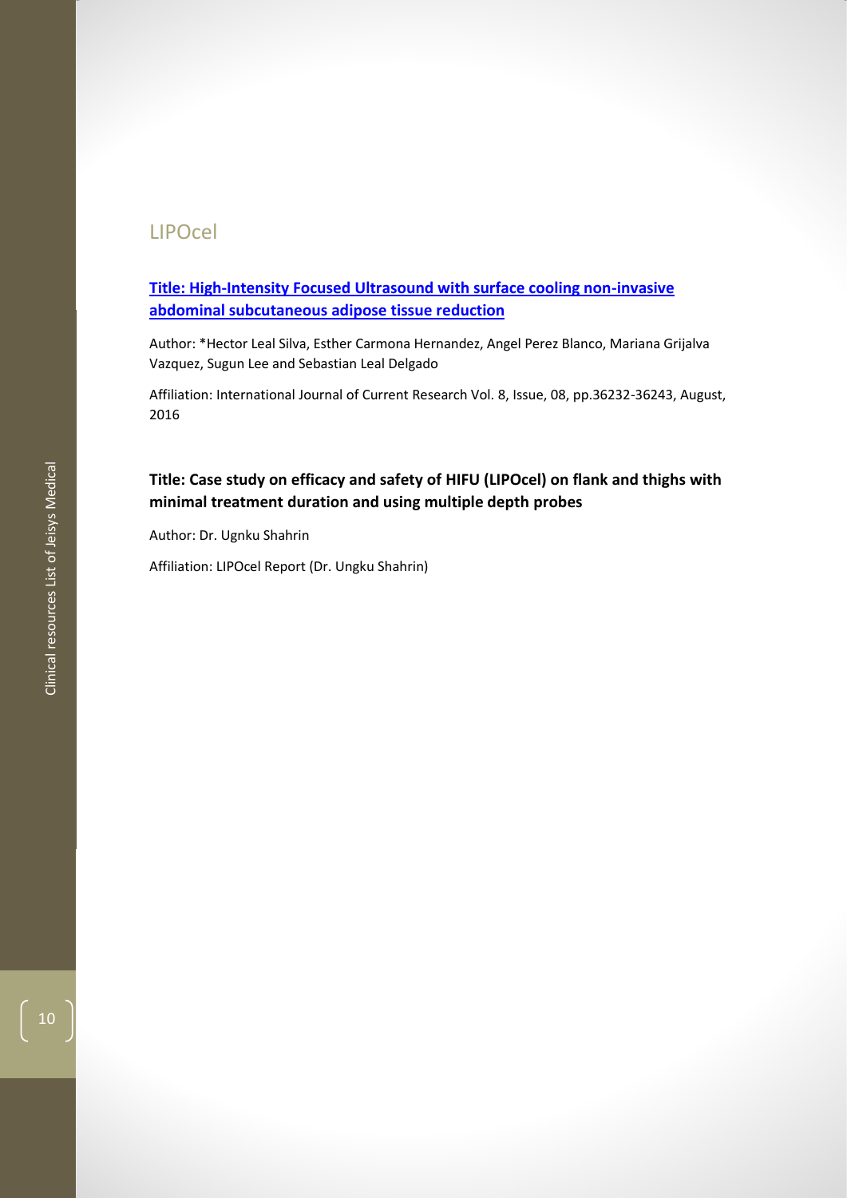## LIPOcel

**Title: High-Intensity Focused Ultrasound with surface cooling non-invasive abdominal subcutaneous adipose tissue reduction**

Author: *Hector Leal Silva, Esther Carmona Hernandez, Angel Perez Blanco, Mariana Grijalva Vazquez, Sugun Lee and Sebastian Leal Delgado

Affiliation: International Journal of Current Research Vol. 8, Issue, 08, pp.36232-36243, August, 2016

**Title: Case study on efficacy and safety of HIFU (LIPOcel) on flank and thighs with minimal treatment duration and using multiple depth probes**

Author: Dr. Ugnku Shahrin

Affiliation: LIPOcel Report (Dr. Ungku Shahrin)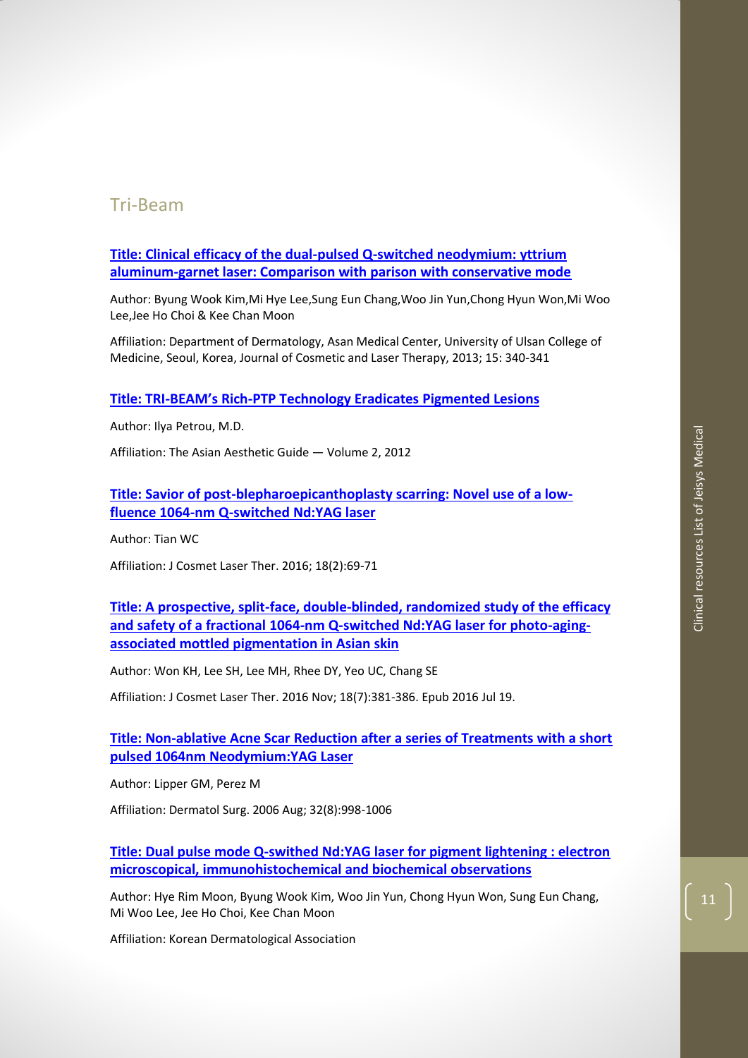## Tri-Beam

**Title: Clinical efficacy of the dual-pulsed Q-switched neodymium: yttrium aluminum-garnet laser: Comparison with parison with conservative mode**

Author: Byung Wook Kim,Mi Hye Lee,Sung Eun Chang,Woo Jin Yun,Chong Hyun Won,Mi Woo Lee,Jee Ho Choi & Kee Chan Moon

Affiliation: Department of Dermatology, Asan Medical Center, University of Ulsan College of Medicine, Seoul, Korea, Journal of Cosmetic and Laser Therapy, 2013; 15: 340-341

**Title: TRI-BEAM's Rich-PTP Technology Eradicates Pigmented Lesions**

Author: Ilya Petrou, M.D.

Affiliation: The Asian Aesthetic Guide — Volume 2, 2012

**Title: Savior of post-blepharoepicanthoplasty scarring: Novel use of a low-fluence 1064-nm Q-switched Nd:YAG laser**

Author: Tian WC

Affiliation: J Cosmet Laser Ther. 2016; 18(2):69-71

**Title: A prospective, split-face, double-blinded, randomized study of the efficacy and safety of a fractional 1064-nm Q-switched Nd:YAG laser for photo-aging-associated mottled pigmentation in Asian skin**

Author: Won KH, Lee SH, Lee MH, Rhee DY, Yeo UC, Chang SE

Affiliation: J Cosmet Laser Ther. 2016 Nov; 18(7):381-386. Epub 2016 Jul 19.

**Title: Non-ablative Acne Scar Reduction after a series of Treatments with a short pulsed 1064nm Neodymium:YAG Laser**

Author: Lipper GM, Perez M

Affiliation: Dermatol Surg. 2006 Aug; 32(8):998-1006

**Title: Dual pulse mode Q-swithed Nd:YAG laser for pigment lightening : electron microscopical, immunohistochemical and biochemical observations**

Author: Hye Rim Moon, Byung Wook Kim, Woo Jin Yun, Chong Hyun Won, Sung Eun Chang, Mi Woo Lee, Jee Ho Choi, Kee Chan Moon

Affiliation: Korean Dermatological Association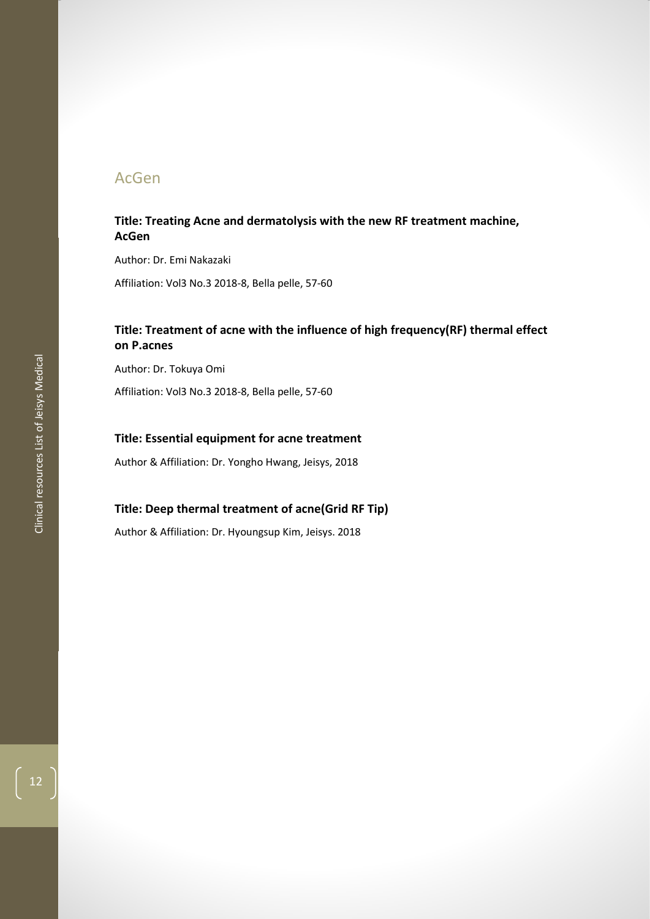## AcGen

**Title: Treating Acne and dermatolysis with the new RF treatment machine, AcGen**

Author: Dr. Emi Nakazaki

Affiliation: Vol3 No.3 2018-8, Bella pelle, 57-60

**Title: Treatment of acne with the influence of high frequency(RF) thermal effect on P.acnes**

Author: Dr. Tokuya Omi

Affiliation: Vol3 No.3 2018-8, Bella pelle, 57-60

**Title: Essential equipment for acne treatment**

Author & Affiliation: Dr. Yongho Hwang, Jeisys, 2018

**Title: Deep thermal treatment of acne(Grid RF Tip)**

Author & Affiliation: Dr. Hyoungsup Kim, Jeisys. 2018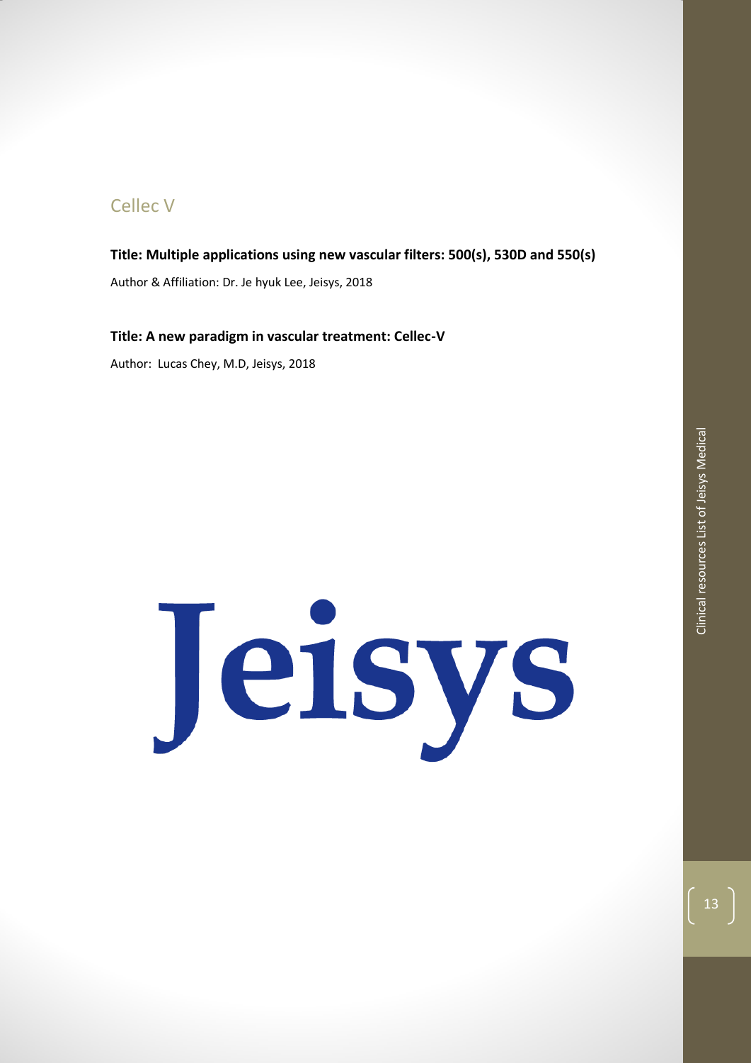## Cellec V

**Title: Multiple applications using new vascular filters: 500(s), 530D and 550(s)**

Author & Affiliation: Dr. Je hyuk Lee, Jeisys, 2018

**Title: A new paradigm in vascular treatment: Cellec-V**

Author: Lucas Chey, M.D, Jeisys, 2018

Jeisys